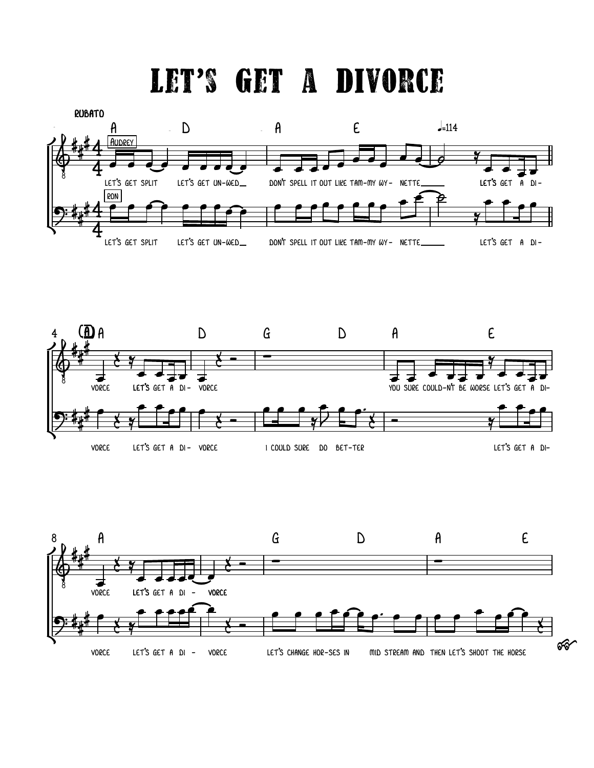# LET'S GET A DIVORCE

RUBATO

A D A E ♩=114

Audrey: LET'S GET SPLIT LET'S GET UN-WED DON'T SPELL IT OUT LIKE TAM-MY WY- NETTE LET'S GET A DI-

Ron: LET'S GET SPLIT LET'S GET UN-WED DON'T SPELL IT OUT LIKE TAM-MY WY- NETTE LET'S GET A DI-

4 (A) A D G D A E

Audrey: VORCE LET'S GET A DI- VORCE YOU SURE COULD-N'T BE WORSE LET'S GET A DI-

Ron: VORCE LET'S GET A DI- VORCE I COULD SURE DO BET-TER LET'S GET A DI-

8 A G D A E

Audrey: VORCE LET'S GET A DI - VORCE

Ron: VORCE LET'S GET A DI - VORCE LET'S CHANGE HOR-SES IN MID STREAM AND THEN LET'S SHOOT THE HORSE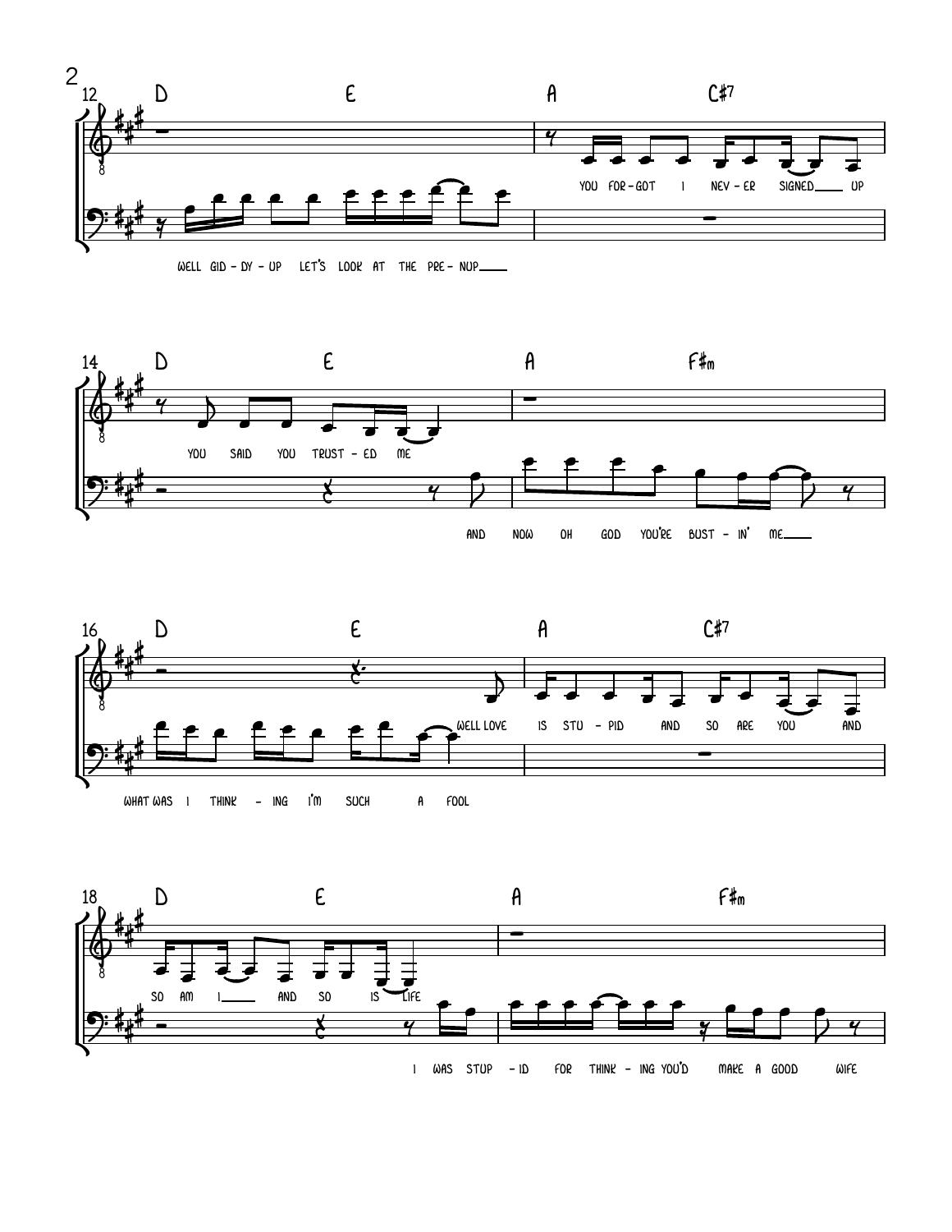12 D E A C#7

WELL GID - DY - UP LET'S LOOK AT THE PRE - NUP

YOU FOR - GOT I NEV - ER SIGNED UP

14 D E A F#m

YOU SAID YOU TRUST - ED ME

AND NOW OH GOD YOU'RE BUST - IN' ME

16 D E A C#7

WHAT WAS I THINK - ING I'M SUCH A FOOL

WELL LOVE IS STU - PID AND SO ARE YOU AND

18 D E A F#m

SO AM I AND SO IS LIFE

I WAS STUP - ID FOR THINK - ING YOU'D MAKE A GOOD WIFE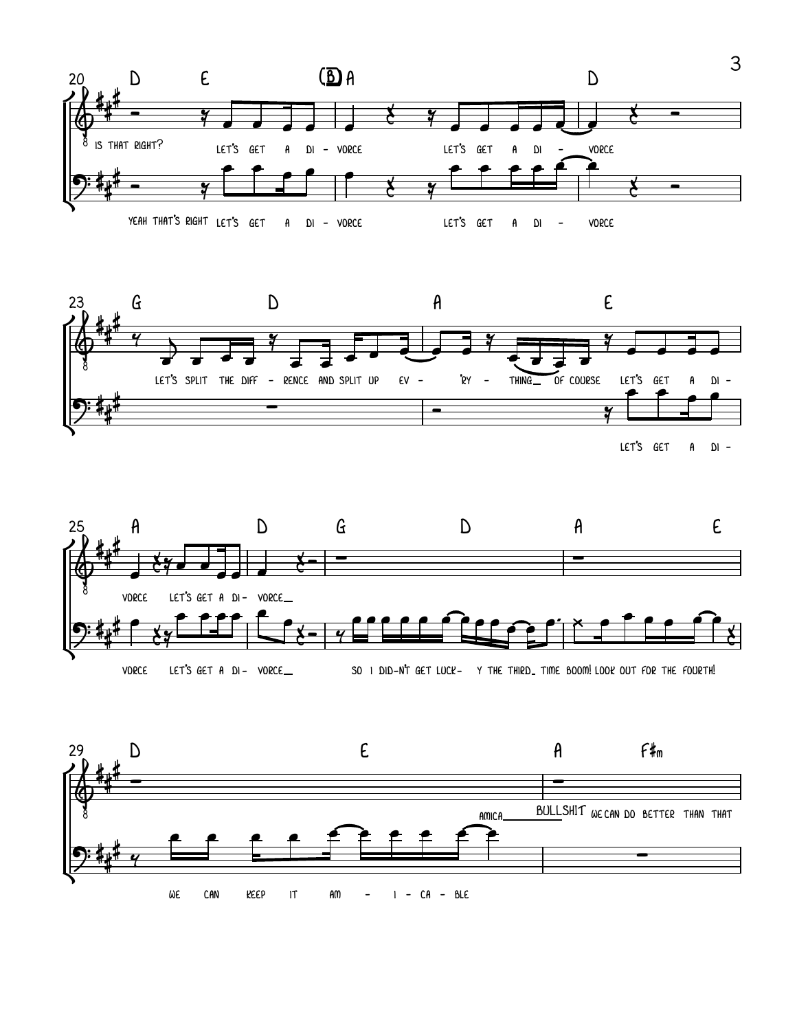20 D E (B) A D

IS THAT RIGHT? LET'S GET A DI - VORCE LET'S GET A DI - VORCE

YEAH THAT'S RIGHT LET'S GET A DI - VORCE LET'S GET A DI - VORCE

23 G D A E

LET'S SPLIT THE DIFF - RENCE AND SPLIT UP EV - 'RY - THING_ OF COURSE LET'S GET A DI -

LET'S GET A DI -

25 A D G D A E

VORCE LET'S GET A DI - VORCE_

VORCE LET'S GET A DI - VORCE_ SO I DID-N'T GET LUCK- Y THE THIRD_ TIME BOOM! LOOK OUT FOR THE FOURTH!

29 D E A F#m

AMICA_ BULLSHIT WE CAN DO BETTER THAN THAT

WE CAN KEEP IT AM - I - CA - BLE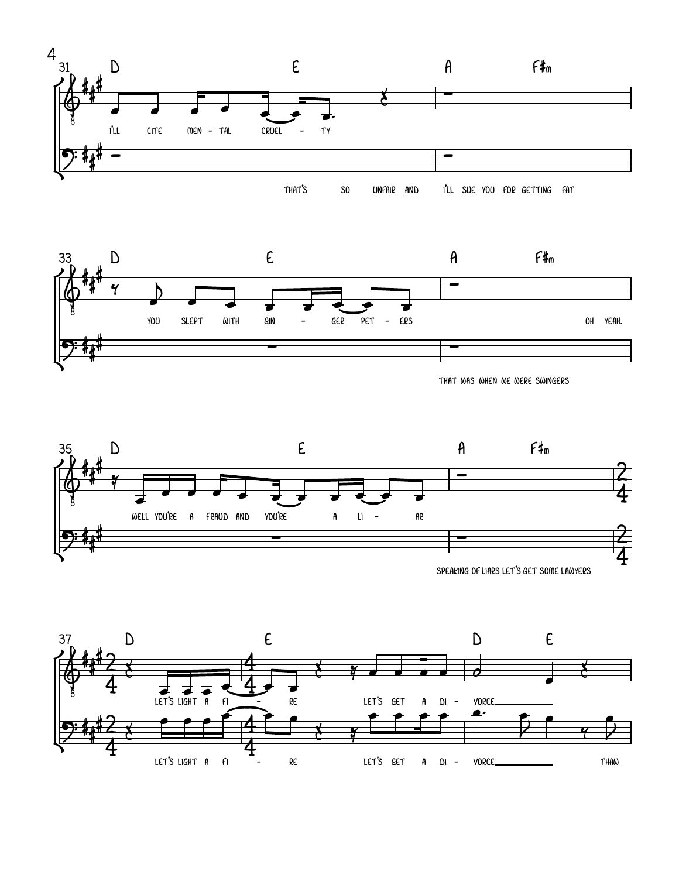31 D E A F#m

I'LL CITE MEN - TAL CRUEL - TY

THAT'S SO UNFAIR AND I'LL SUE YOU FOR GETTING FAT

33 D E A F#m

YOU SLEPT WITH GIN - GER PET - ERS OH YEAH.

THAT WAS WHEN WE WERE SWINGERS

35 D E A F#m

WELL YOU'RE A FRAUD AND YOU'RE A LI - AR

SPEAKING OF LIARS LET'S GET SOME LAWYERS

37 D E D E

LET'S LIGHT A FI - RE LET'S GET A DI - VORCE

LET'S LIGHT A FI - RE LET'S GET A DI - VORCE THAW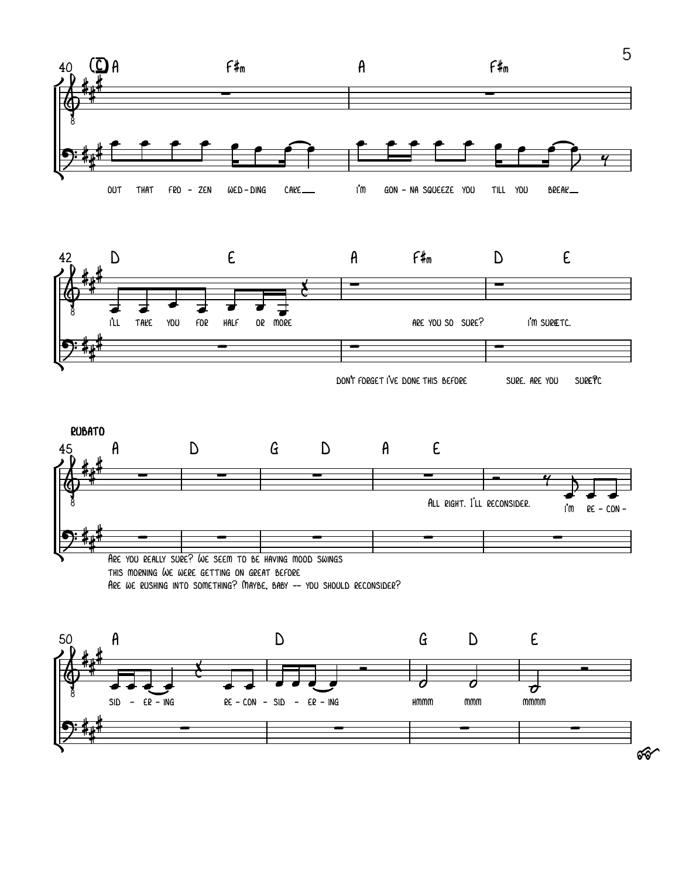40 **C** A F♯m A F♯m

OUT THAT FRO - ZEN WED - DING CAKE___ I'M GON - NA SQUEEZE YOU TILL YOU BREAK___

42 D E A F♯m D E

I'LL TAKE YOU FOR HALF OR MORE ARE YOU SO SURE? I'M SURE ETC.

DON'T FORGET I'VE DONE THIS BEFORE SURE. ARE YOU SURE? ETC

**RUBATO**

45 A D G D A E

ALL RIGHT. I'LL RECONSIDER. I'M RE - CON -

ARE YOU REALLY SURE? WE SEEM TO BE HAVING MOOD SWINGS
THIS MORNING WE WERE GETTING ON GREAT BEFORE
ARE WE RUSHING INTO SOMETHING? MAYBE, BABY -- YOU SHOULD RECONSIDER?

50 A D G D E

SID - ER - ING RE - CON - SID - ER - ING HMMM MMM MMMM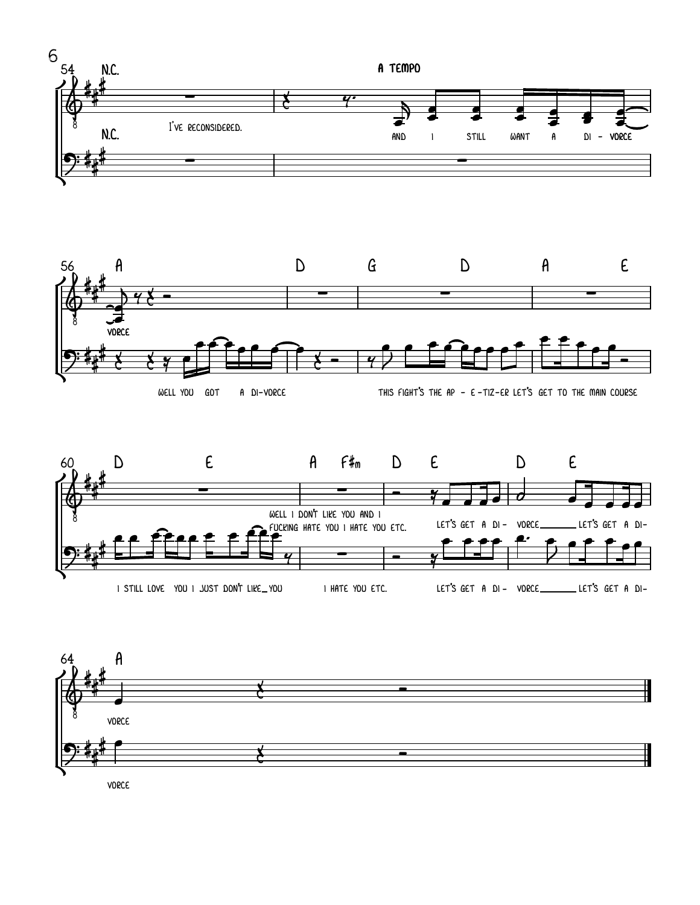54 N.C.

I'VE RECONSIDERED.

A TEMPO

AND I STILL WANT A DI - VORCE

N.C.

56 A D G D A E

VORCE

WELL YOU GOT A DI-VORCE THIS FIGHT'S THE AP - E -TIZ-ER LET'S GET TO THE MAIN COURSE

60 D E A F#m D E D E

WELL I DON'T LIKE YOU AND I FUCKING HATE YOU I HATE YOU ETC.

LET'S GET A DI- VORCE LET'S GET A DI-

I STILL LOVE YOU I JUST DON'T LIKE YOU I HATE YOU ETC. LET'S GET A DI- VORCE LET'S GET A DI-

64 A

VORCE

VORCE